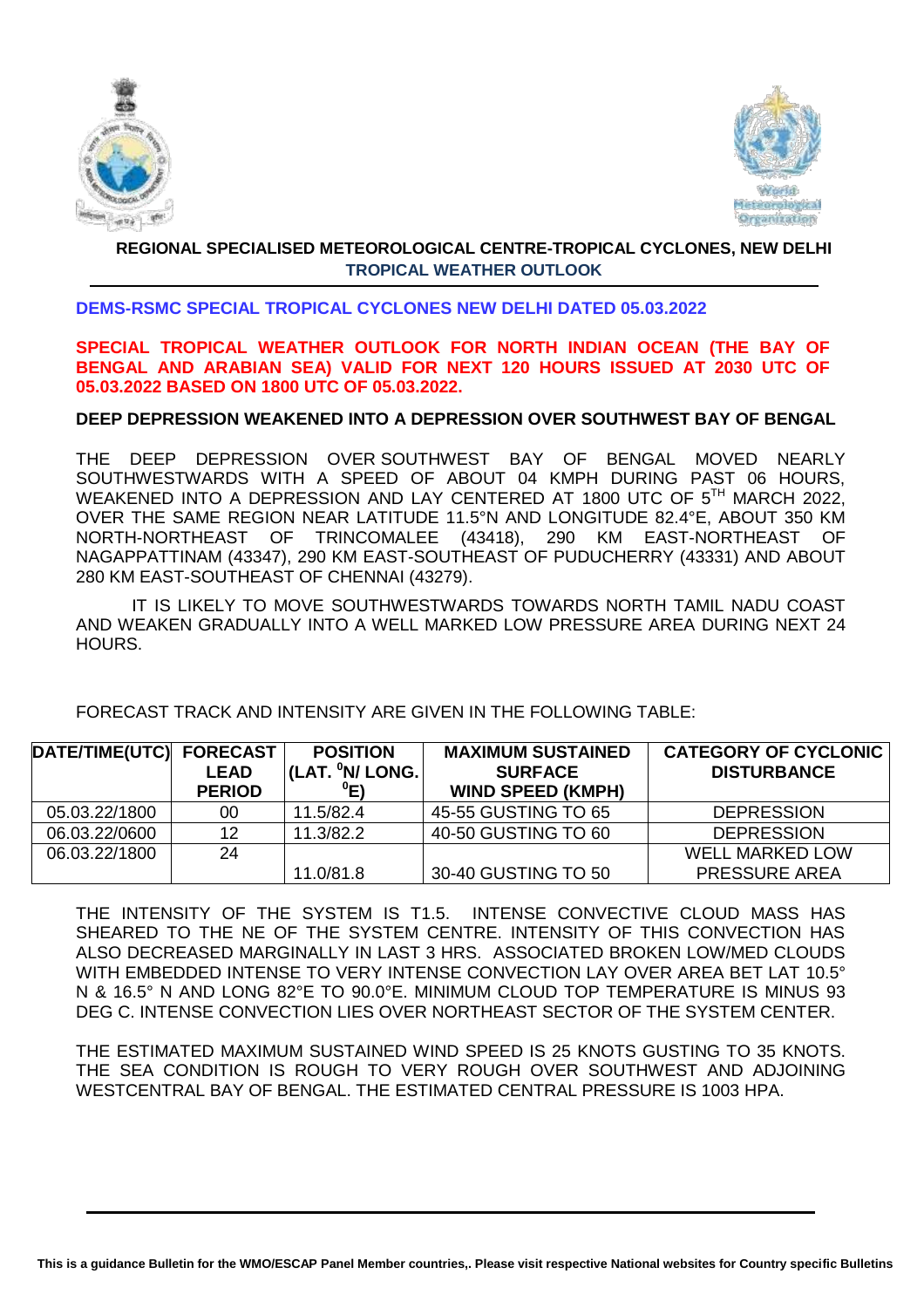**REGIONAL SPECIALISED METEOROLOGICAL CENTRE-TROPICAL CYCLONES, NEW DELHI**
**TROPICAL WEATHER OUTLOOK**

**DEMS-RSMC SPECIAL TROPICAL CYCLONES NEW DELHI DATED 05.03.2022**

**SPECIAL TROPICAL WEATHER OUTLOOK FOR NORTH INDIAN OCEAN (THE BAY OF BENGAL AND ARABIAN SEA) VALID FOR NEXT 120 HOURS ISSUED AT 2030 UTC OF 05.03.2022 BASED ON 1800 UTC OF 05.03.2022.**

**DEEP DEPRESSION WEAKENED INTO A DEPRESSION OVER SOUTHWEST BAY OF BENGAL**

THE DEEP DEPRESSION OVER SOUTHWEST BAY OF BENGAL MOVED NEARLY SOUTHWESTWARDS WITH A SPEED OF ABOUT 04 KMPH DURING PAST 06 HOURS, WEAKENED INTO A DEPRESSION AND LAY CENTERED AT 1800 UTC OF 5TH MARCH 2022, OVER THE SAME REGION NEAR LATITUDE 11.5°N AND LONGITUDE 82.4°E, ABOUT 350 KM NORTH-NORTHEAST OF TRINCOMALEE (43418), 290 KM EAST-NORTHEAST OF NAGAPPATTINAM (43347), 290 KM EAST-SOUTHEAST OF PUDUCHERRY (43331) AND ABOUT 280 KM EAST-SOUTHEAST OF CHENNAI (43279).

IT IS LIKELY TO MOVE SOUTHWESTWARDS TOWARDS NORTH TAMIL NADU COAST AND WEAKEN GRADUALLY INTO A WELL MARKED LOW PRESSURE AREA DURING NEXT 24 HOURS.

FORECAST TRACK AND INTENSITY ARE GIVEN IN THE FOLLOWING TABLE:

| DATE/TIME(UTC) | FORECAST LEAD PERIOD | POSITION (LAT. ⁰N/ LONG. ⁰E) | MAXIMUM SUSTAINED SURFACE WIND SPEED (KMPH) | CATEGORY OF CYCLONIC DISTURBANCE |
|---|---|---|---|---|
| 05.03.22/1800 | 00 | 11.5/82.4 | 45-55 GUSTING TO 65 | DEPRESSION |
| 06.03.22/0600 | 12 | 11.3/82.2 | 40-50 GUSTING TO 60 | DEPRESSION |
| 06.03.22/1800 | 24 | 11.0/81.8 | 30-40 GUSTING TO 50 | WELL MARKED LOW PRESSURE AREA |

THE INTENSITY OF THE SYSTEM IS T1.5. INTENSE CONVECTIVE CLOUD MASS HAS SHEARED TO THE NE OF THE SYSTEM CENTRE. INTENSITY OF THIS CONVECTION HAS ALSO DECREASED MARGINALLY IN LAST 3 HRS. ASSOCIATED BROKEN LOW/MED CLOUDS WITH EMBEDDED INTENSE TO VERY INTENSE CONVECTION LAY OVER AREA BET LAT 10.5° N & 16.5° N AND LONG 82°E TO 90.0°E. MINIMUM CLOUD TOP TEMPERATURE IS MINUS 93 DEG C. INTENSE CONVECTION LIES OVER NORTHEAST SECTOR OF THE SYSTEM CENTER.

THE ESTIMATED MAXIMUM SUSTAINED WIND SPEED IS 25 KNOTS GUSTING TO 35 KNOTS. THE SEA CONDITION IS ROUGH TO VERY ROUGH OVER SOUTHWEST AND ADJOINING WESTCENTRAL BAY OF BENGAL. THE ESTIMATED CENTRAL PRESSURE IS 1003 HPA.

**This is a guidance Bulletin for the WMO/ESCAP Panel Member countries,. Please visit respective National websites for Country specific Bulletins**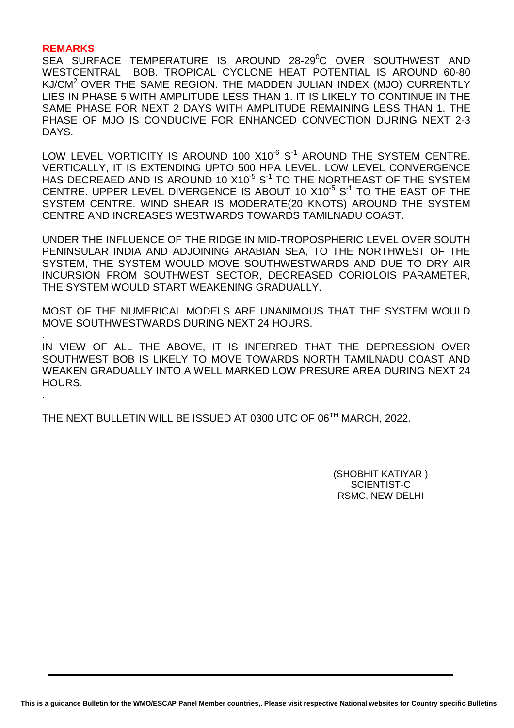**REMARKS**:

SEA SURFACE TEMPERATURE IS AROUND 28-29$^0$C OVER SOUTHWEST AND WESTCENTRAL BOB. TROPICAL CYCLONE HEAT POTENTIAL IS AROUND 60-80 KJ/CM$^2$ OVER THE SAME REGION. THE MADDEN JULIAN INDEX (MJO) CURRENTLY LIES IN PHASE 5 WITH AMPLITUDE LESS THAN 1. IT IS LIKELY TO CONTINUE IN THE SAME PHASE FOR NEXT 2 DAYS WITH AMPLITUDE REMAINING LESS THAN 1. THE PHASE OF MJO IS CONDUCIVE FOR ENHANCED CONVECTION DURING NEXT 2-3 DAYS.

LOW LEVEL VORTICITY IS AROUND 100 X10$^{-6}$ S$^{-1}$ AROUND THE SYSTEM CENTRE. VERTICALLY, IT IS EXTENDING UPTO 500 HPA LEVEL. LOW LEVEL CONVERGENCE HAS DECREAED AND IS AROUND 10 X10$^{-5}$ S$^{-1}$ TO THE NORTHEAST OF THE SYSTEM CENTRE. UPPER LEVEL DIVERGENCE IS ABOUT 10 X10$^{-5}$ S$^{-1}$ TO THE EAST OF THE SYSTEM CENTRE. WIND SHEAR IS MODERATE(20 KNOTS) AROUND THE SYSTEM CENTRE AND INCREASES WESTWARDS TOWARDS TAMILNADU COAST.

UNDER THE INFLUENCE OF THE RIDGE IN MID-TROPOSPHERIC LEVEL OVER SOUTH PENINSULAR INDIA AND ADJOINING ARABIAN SEA, TO THE NORTHWEST OF THE SYSTEM, THE SYSTEM WOULD MOVE SOUTHWESTWARDS AND DUE TO DRY AIR INCURSION FROM SOUTHWEST SECTOR, DECREASED CORIOLOIS PARAMETER, THE SYSTEM WOULD START WEAKENING GRADUALLY.

MOST OF THE NUMERICAL MODELS ARE UNANIMOUS THAT THE SYSTEM WOULD MOVE SOUTHWESTWARDS DURING NEXT 24 HOURS.

.

IN VIEW OF ALL THE ABOVE, IT IS INFERRED THAT THE DEPRESSION OVER SOUTHWEST BOB IS LIKELY TO MOVE TOWARDS NORTH TAMILNADU COAST AND WEAKEN GRADUALLY INTO A WELL MARKED LOW PRESURE AREA DURING NEXT 24 HOURS.

.

THE NEXT BULLETIN WILL BE ISSUED AT 0300 UTC OF 06$^{TH}$ MARCH, 2022.

(SHOBHIT KATIYAR )
SCIENTIST-C
RSMC, NEW DELHI

This is a guidance Bulletin for the WMO/ESCAP Panel Member countries,. Please visit respective National websites for Country specific Bulletins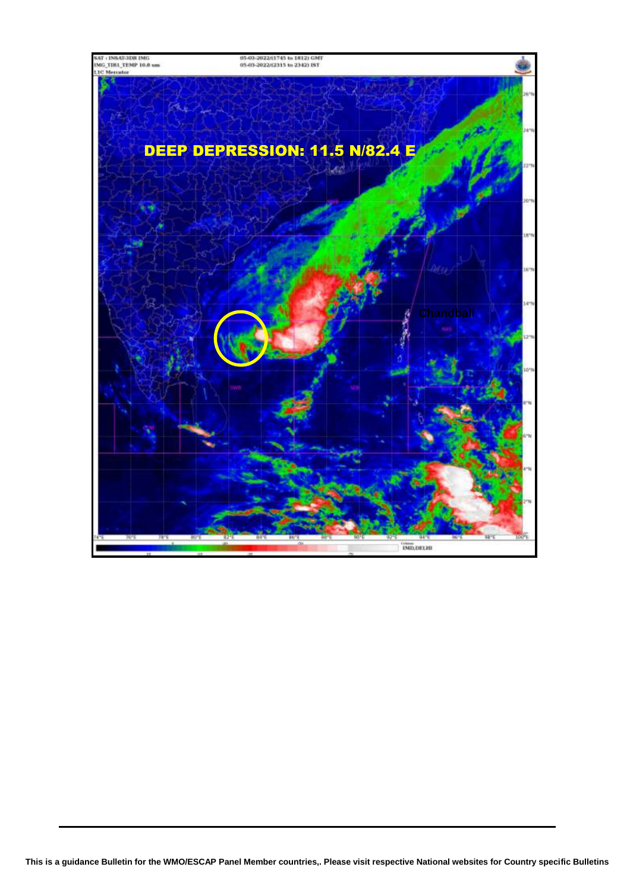DEEP DEPRESSION: 11.5 N/82.4 E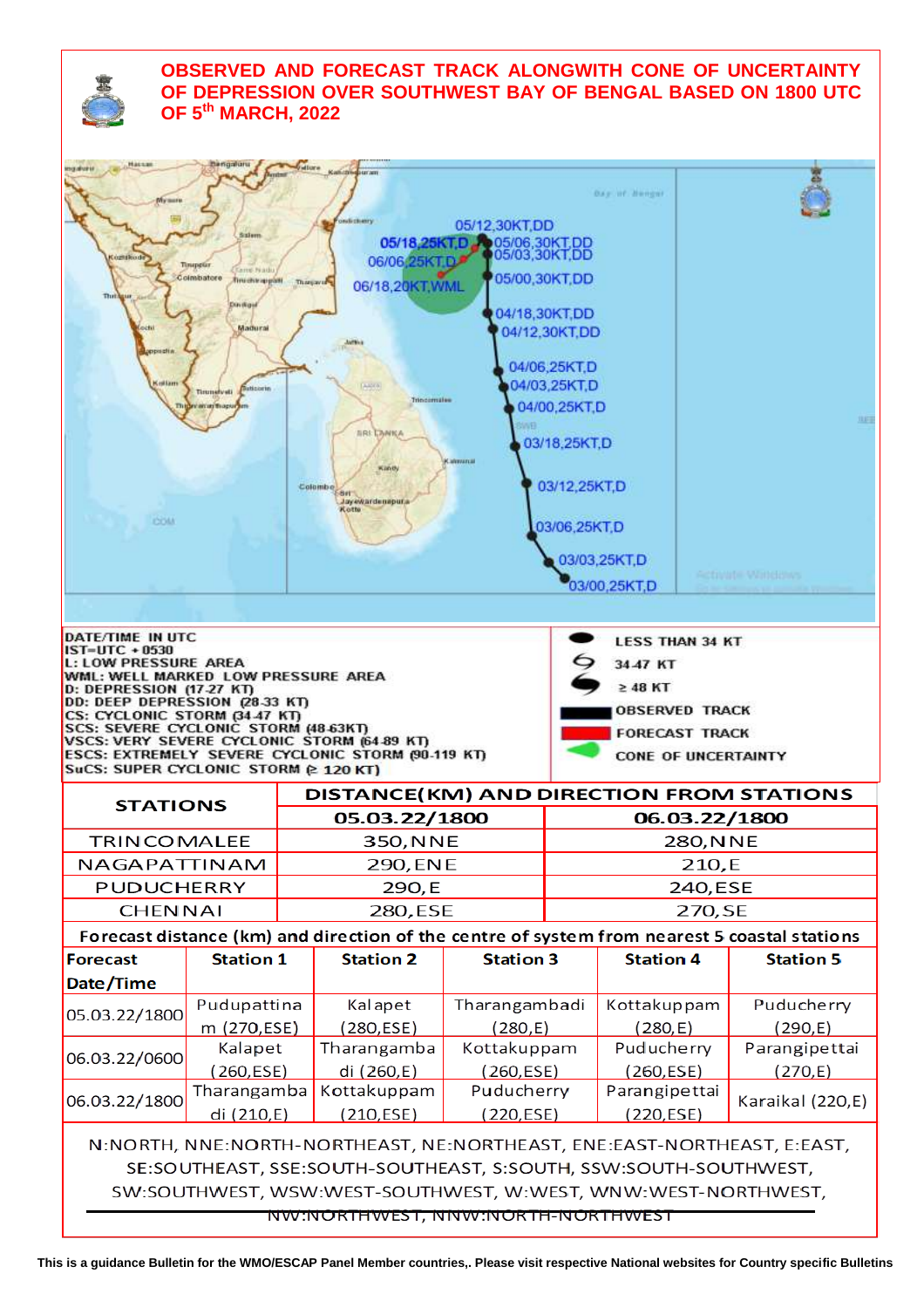**OBSERVED AND FORECAST TRACK ALONGWITH CONE OF UNCERTAINTY OF DEPRESSION OVER SOUTHWEST BAY OF BENGAL BASED ON 1800 UTC OF 5th MARCH, 2022**

05/12,30KT,DD
05/18,25KT,D
05/06,30KT,DD
05/03,30KT,DD
06/06,25KT,D
06/18,20KT,WML
05/00,30KT,DD
04/18,30KT,DD
04/12,30KT,DD
04/06,25KT,D
04/03,25KT,D
04/00,25KT,D
03/18,25KT,D
03/12,25KT,D
03/06,25KT,D
03/03,25KT,D
03/00,25KT,D

DATE/TIME IN UTC
IST=UTC + 0530
L: LOW PRESSURE AREA
WML: WELL MARKED LOW PRESSURE AREA
D: DEPRESSION (17-27 KT)
DD: DEEP DEPRESSION (28-33 KT)
CS: CYCLONIC STORM (34-47 KT)
SCS: SEVERE CYCLONIC STORM (48-63KT)
VSCS: VERY SEVERE CYCLONIC STORM (64-89 KT)
ESCS: EXTREMELY SEVERE CYCLONIC STORM (90-119 KT)
SuCS: SUPER CYCLONIC STORM (≥ 120 KT)

LESS THAN 34 KT
34-47 KT
≥ 48 KT
OBSERVED TRACK
FORECAST TRACK
CONE OF UNCERTAINTY

| STATIONS | DISTANCE(KM) AND DIRECTION FROM STATIONS | |
|---|---|---|
| | 05.03.22/1800 | 06.03.22/1800 |
| TRINCOMALEE | 350, NNE | 280, NNE |
| NAGAPATTINAM | 290, ENE | 210, E |
| PUDUCHERRY | 290, E | 240, ESE |
| CHENNAI | 280, ESE | 270, SE |

Forecast distance (km) and direction of the centre of system from nearest 5 coastal stations

| Forecast Date/Time | Station 1 | Station 2 | Station 3 | Station 4 | Station 5 |
|---|---|---|---|---|---|
| 05.03.22/1800 | Pudupattinam (270,ESE) | Kalapet (280,ESE) | Tharangambadi (280,E) | Kottakuppam (280,E) | Puducherry (290,E) |
| 06.03.22/0600 | Kalapet (260,ESE) | Tharangambadi (260,E) | Kottakuppam (260,ESE) | Puducherry (260,ESE) | Parangipettai (270,E) |
| 06.03.22/1800 | Tharangambadi (210,E) | Kottakuppam (210,ESE) | Puducherry (220,ESE) | Parangipettai (220,ESE) | Karaikal (220,E) |

N:NORTH, NNE:NORTH-NORTHEAST, NE:NORTHEAST, ENE:EAST-NORTHEAST, E:EAST, SE:SOUTHEAST, SSE:SOUTH-SOUTHEAST, S:SOUTH, SSW:SOUTH-SOUTHWEST, SW:SOUTHWEST, WSW:WEST-SOUTHWEST, W:WEST, WNW:WEST-NORTHWEST, NW:NORTHWEST, NNW:NORTH-NORTHWEST

This is a guidance Bulletin for the WMO/ESCAP Panel Member countries,. Please visit respective National websites for Country specific Bulletins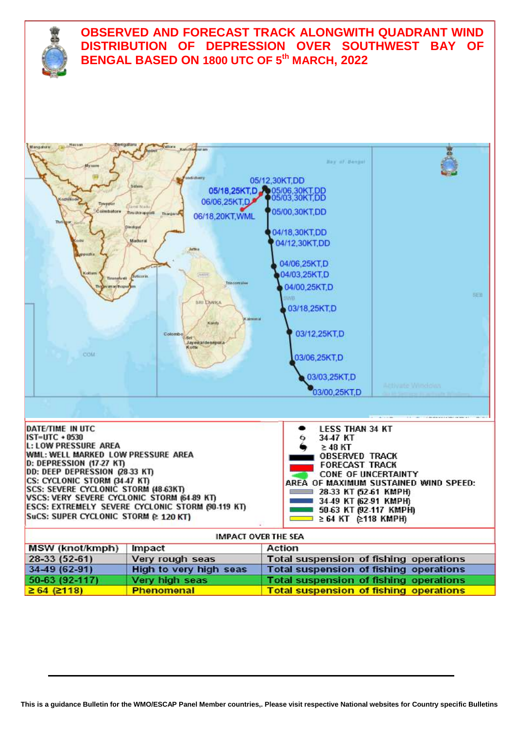# OBSERVED AND FORECAST TRACK ALONGWITH QUADRANT WIND DISTRIBUTION OF DEPRESSION OVER SOUTHWEST BAY OF BENGAL BASED ON 1800 UTC OF 5th MARCH, 2022

05/12,30KT,DD
05/18,25KT,D
05/06,30KT,DD
05/03,30KT,DD
06/06,25KT,D
05/00,30KT,DD
06/18,20KT,WML
04/18,30KT,DD
04/12,30KT,DD
04/06,25KT,D
04/03,25KT,D
04/00,25KT,D
03/18,25KT,D
03/12,25KT,D
03/06,25KT,D
03/03,25KT,D
03/00,25KT,D

DATE/TIME IN UTC
IST=UTC + 0530
L: LOW PRESSURE AREA
WML: WELL MARKED LOW PRESSURE AREA
D: DEPRESSION (17-27 KT)
DD: DEEP DEPRESSION (28-33 KT)
CS: CYCLONIC STORM (34-47 KT)
SCS: SEVERE CYCLONIC STORM (48-63KT)
VSCS: VERY SEVERE CYCLONIC STORM (64-89 KT)
ESCS: EXTREMELY SEVERE CYCLONIC STORM (90-119 KT)
SuCS: SUPER CYCLONIC STORM (≥ 120 KT)

LESS THAN 34 KT
34-47 KT
≥ 48 KT
OBSERVED TRACK
FORECAST TRACK
CONE OF UNCERTAINTY
AREA OF MAXIMUM SUSTAINED WIND SPEED:
28-33 KT (52-61 KMPH)
34-49 KT (62-91 KMPH)
50-63 KT (92-117 KMPH)
≥ 64 KT (≥118 KMPH)

IMPACT OVER THE SEA

| MSW (knot/kmph) | Impact | Action |
|---|---|---|
| 28-33 (52-61) | Very rough seas | Total suspension of fishing operations |
| 34-49 (62-91) | High to very high seas | Total suspension of fishing operations |
| 50-63 (92-117) | Very high seas | Total suspension of fishing operations |
| ≥ 64 (≥118) | Phenomenal | Total suspension of fishing operations |

This is a guidance Bulletin for the WMO/ESCAP Panel Member countries,. Please visit respective National websites for Country specific Bulletins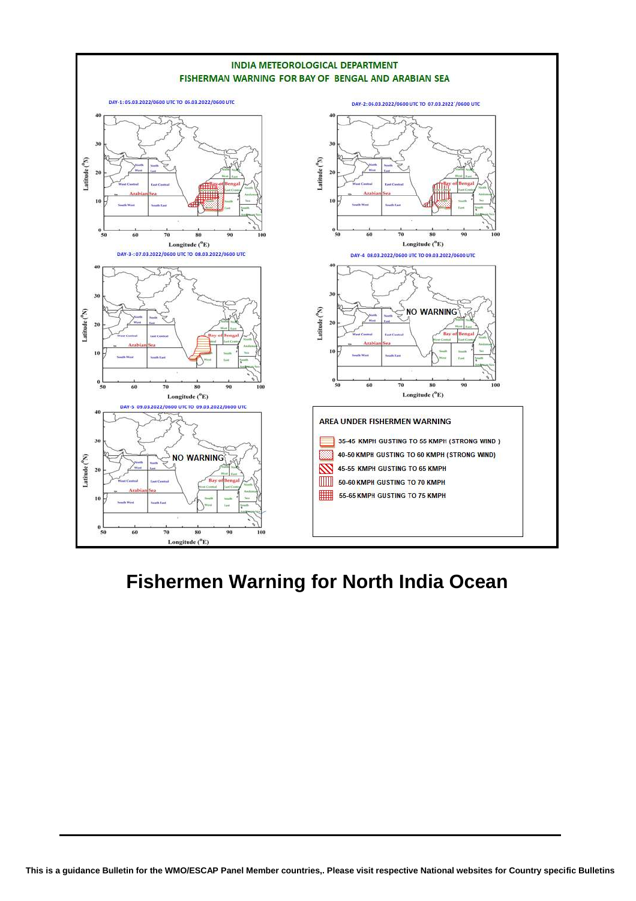INDIA METEOROLOGICAL DEPARTMENT

FISHERMAN WARNING FOR BAY OF BENGAL AND ARABIAN SEA

DAY-1: 05.03.2022/0600 UTC TO 06.03.2022/0600 UTC

DAY-2: 06.03.2022/0600 UTC TO 07.03.2022/0600 UTC

DAY-3 : 07.03.2022/0600 UTC TO 08.03.2022/0600 UTC

DAY-4 08.03.2022/0600 UTC TO 09.03.2022/0600 UTC

NO WARNING

DAY-5 09.03.2022/0600 UTC TO 09.03.2022/0600 UTC

NO WARNING

AREA UNDER FISHERMEN WARNING

- 35-45 KMPH GUSTING TO 55 KMPH (STRONG WIND )
- 40-50 KMPH GUSTING TO 60 KMPH (STRONG WIND)
- 45-55 KMPH GUSTING TO 65 KMPH
- 50-60 KMPH GUSTING TO 70 KMPH
- 55-65 KMPH GUSTING TO 75 KMPH

# Fishermen Warning for North India Ocean

**This is a guidance Bulletin for the WMO/ESCAP Panel Member countries,. Please visit respective National websites for Country specific Bulletins**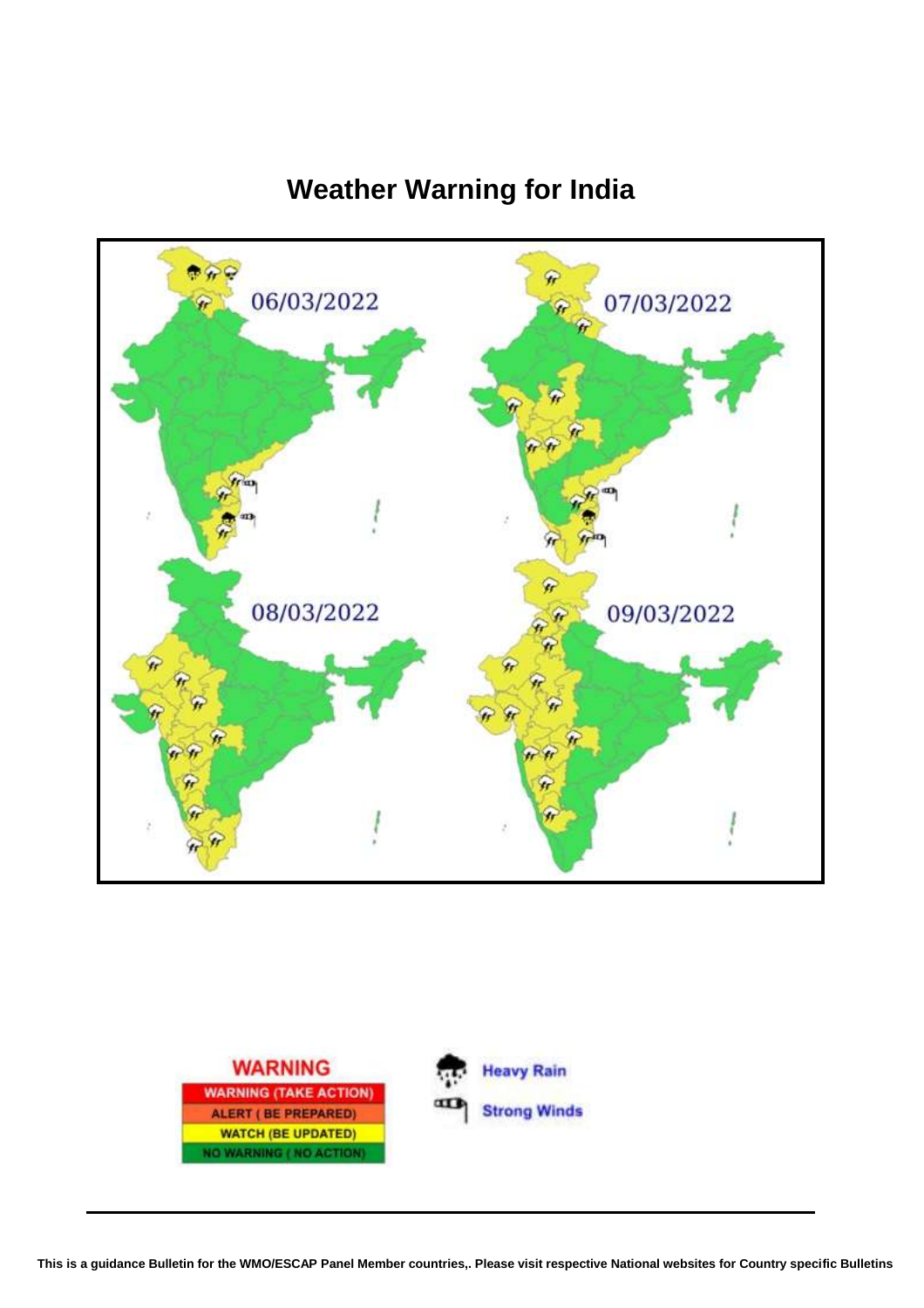# Weather Warning for India

06/03/2022

07/03/2022

08/03/2022

09/03/2022

WARNING

WARNING (TAKE ACTION)

ALERT ( BE PREPARED)

WATCH (BE UPDATED)

NO WARNING ( NO ACTION)

Heavy Rain

Strong Winds

**This is a guidance Bulletin for the WMO/ESCAP Panel Member countries,. Please visit respective National websites for Country specific Bulletins**